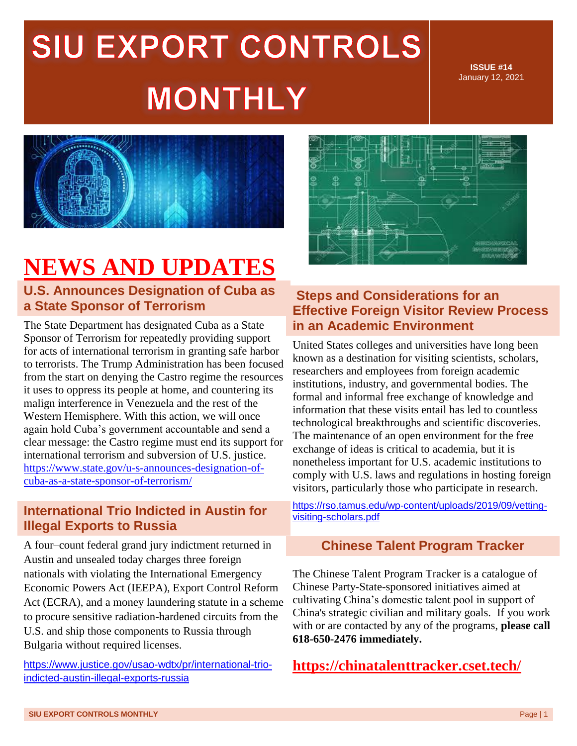# SIU EXPORT CONTROLS MONTHLY

**ISSUE #14**
January 12, 2021

# NEWS AND UPDATES

## U.S. Announces Designation of Cuba as a State Sponsor of Terrorism

The State Department has designated Cuba as a State Sponsor of Terrorism for repeatedly providing support for acts of international terrorism in granting safe harbor to terrorists. The Trump Administration has been focused from the start on denying the Castro regime the resources it uses to oppress its people at home, and countering its malign interference in Venezuela and the rest of the Western Hemisphere. With this action, we will once again hold Cuba's government accountable and send a clear message: the Castro regime must end its support for international terrorism and subversion of U.S. justice. https://www.state.gov/u-s-announces-designation-of-cuba-as-a-state-sponsor-of-terrorism/

## International Trio Indicted in Austin for Illegal Exports to Russia

A four–count federal grand jury indictment returned in Austin and unsealed today charges three foreign nationals with violating the International Emergency Economic Powers Act (IEEPA), Export Control Reform Act (ECRA), and a money laundering statute in a scheme to procure sensitive radiation-hardened circuits from the U.S. and ship those components to Russia through Bulgaria without required licenses.

https://www.justice.gov/usao-wdtx/pr/international-trio-indicted-austin-illegal-exports-russia

## Steps and Considerations for an Effective Foreign Visitor Review Process in an Academic Environment

United States colleges and universities have long been known as a destination for visiting scientists, scholars, researchers and employees from foreign academic institutions, industry, and governmental bodies. The formal and informal free exchange of knowledge and information that these visits entail has led to countless technological breakthroughs and scientific discoveries. The maintenance of an open environment for the free exchange of ideas is critical to academia, but it is nonetheless important for U.S. academic institutions to comply with U.S. laws and regulations in hosting foreign visitors, particularly those who participate in research.

https://rso.tamus.edu/wp-content/uploads/2019/09/vetting-visiting-scholars.pdf

## Chinese Talent Program Tracker

The Chinese Talent Program Tracker is a catalogue of Chinese Party-State-sponsored initiatives aimed at cultivating China's domestic talent pool in support of China's strategic civilian and military goals. If you work with or are contacted by any of the programs, **please call 618-650-2476 immediately.**

**https://chinatalenttracker.cset.tech/**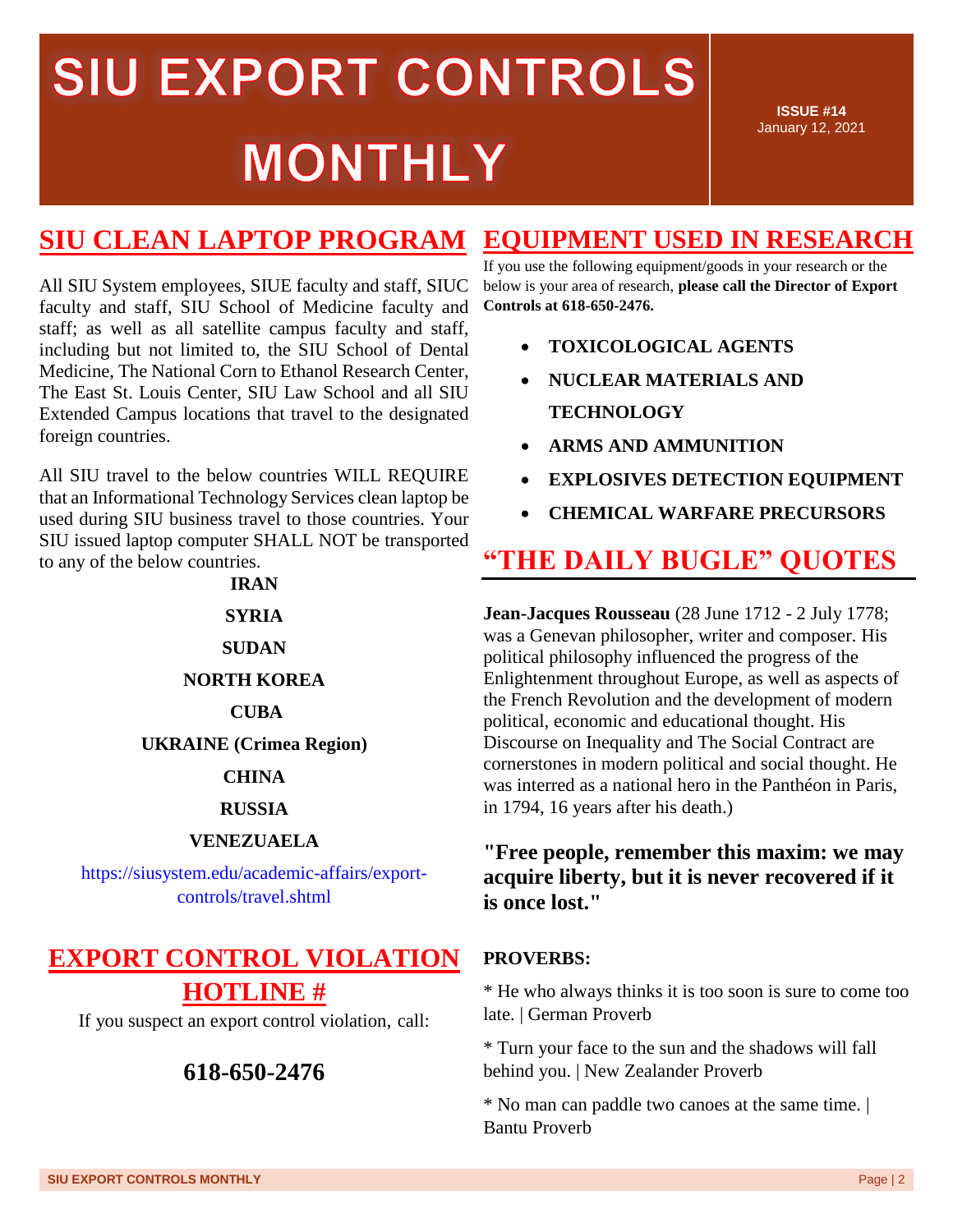# SIU EXPORT CONTROLS MONTHLY

**ISSUE #14**
January 12, 2021

## SIU CLEAN LAPTOP PROGRAM

All SIU System employees, SIUE faculty and staff, SIUC faculty and staff, SIU School of Medicine faculty and staff; as well as all satellite campus faculty and staff, including but not limited to, the SIU School of Dental Medicine, The National Corn to Ethanol Research Center, The East St. Louis Center, SIU Law School and all SIU Extended Campus locations that travel to the designated foreign countries.

All SIU travel to the below countries WILL REQUIRE that an Informational Technology Services clean laptop be used during SIU business travel to those countries. Your SIU issued laptop computer SHALL NOT be transported to any of the below countries.

**IRAN**

**SYRIA**

**SUDAN**

**NORTH KOREA**

**CUBA**

**UKRAINE (Crimea Region)**

**CHINA**

**RUSSIA**

**VENEZUAELA**

https://siusystem.edu/academic-affairs/export-controls/travel.shtml

## EXPORT CONTROL VIOLATION HOTLINE #

If you suspect an export control violation, call:

**618-650-2476**

## EQUIPMENT USED IN RESEARCH

If you use the following equipment/goods in your research or the below is your area of research, **please call the Director of Export Controls at 618-650-2476.**

- **TOXICOLOGICAL AGENTS**
- **NUCLEAR MATERIALS AND TECHNOLOGY**
- **ARMS AND AMMUNITION**
- **EXPLOSIVES DETECTION EQUIPMENT**
- **CHEMICAL WARFARE PRECURSORS**

## "THE DAILY BUGLE" QUOTES

**Jean-Jacques Rousseau** (28 June 1712 - 2 July 1778; was a Genevan philosopher, writer and composer. His political philosophy influenced the progress of the Enlightenment throughout Europe, as well as aspects of the French Revolution and the development of modern political, economic and educational thought. His Discourse on Inequality and The Social Contract are cornerstones in modern political and social thought. He was interred as a national hero in the Panthéon in Paris, in 1794, 16 years after his death.)

**"Free people, remember this maxim: we may acquire liberty, but it is never recovered if it is once lost."**

**PROVERBS:**

* He who always thinks it is too soon is sure to come too late. | German Proverb

* Turn your face to the sun and the shadows will fall behind you. | New Zealander Proverb

* No man can paddle two canoes at the same time. | Bantu Proverb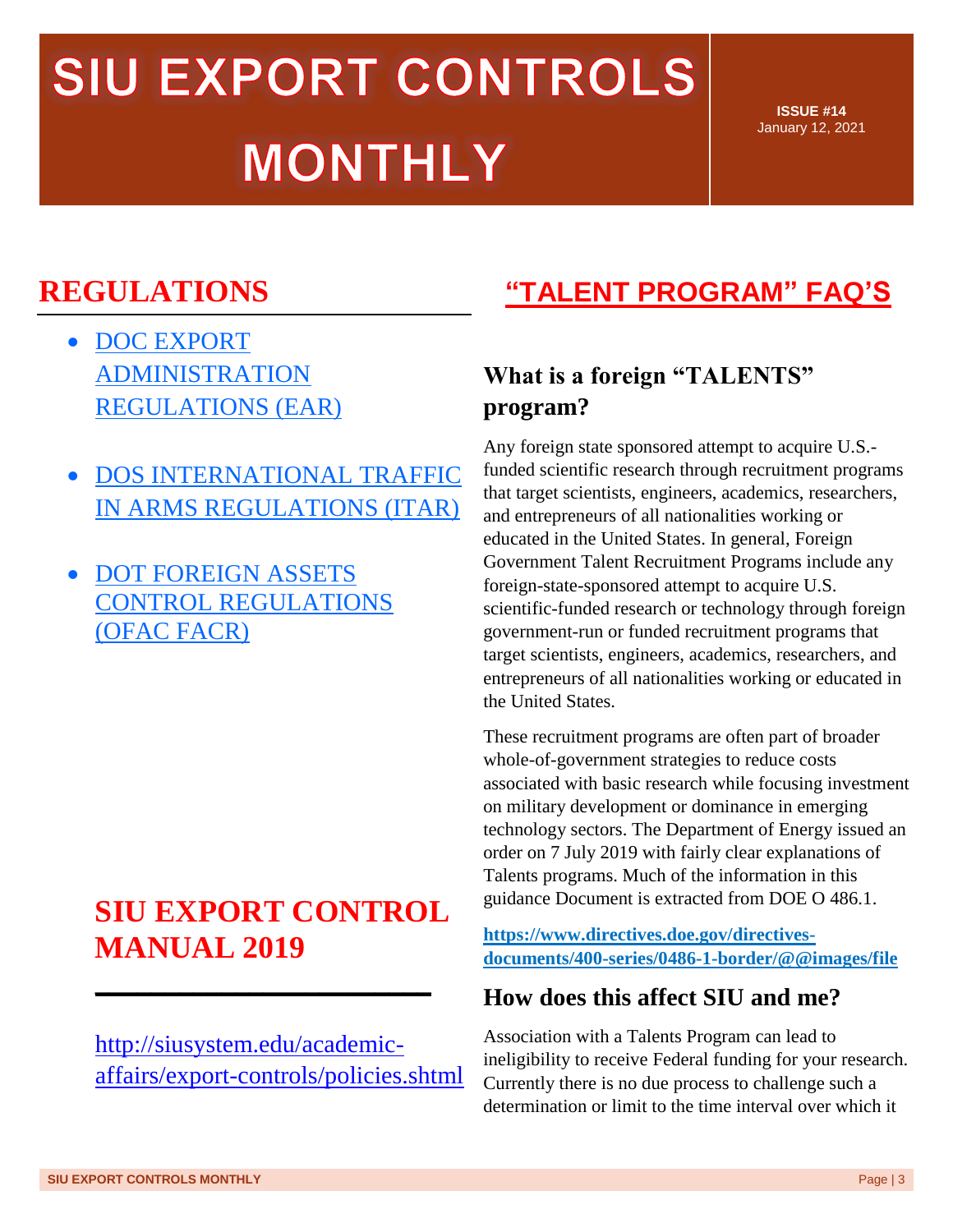# SIU EXPORT CONTROLS MONTHLY

**ISSUE #14**
January 12, 2021

## REGULATIONS

- DOC EXPORT ADMINISTRATION REGULATIONS (EAR)
- DOS INTERNATIONAL TRAFFIC IN ARMS REGULATIONS (ITAR)
- DOT FOREIGN ASSETS CONTROL REGULATIONS (OFAC FACR)

## SIU EXPORT CONTROL MANUAL 2019

http://siusystem.edu/academic-affairs/export-controls/policies.shtml

## "TALENT PROGRAM" FAQ'S

### What is a foreign "TALENTS" program?

Any foreign state sponsored attempt to acquire U.S.-funded scientific research through recruitment programs that target scientists, engineers, academics, researchers, and entrepreneurs of all nationalities working or educated in the United States. In general, Foreign Government Talent Recruitment Programs include any foreign-state-sponsored attempt to acquire U.S. scientific-funded research or technology through foreign government-run or funded recruitment programs that target scientists, engineers, academics, researchers, and entrepreneurs of all nationalities working or educated in the United States.

These recruitment programs are often part of broader whole-of-government strategies to reduce costs associated with basic research while focusing investment on military development or dominance in emerging technology sectors. The Department of Energy issued an order on 7 July 2019 with fairly clear explanations of Talents programs. Much of the information in this guidance Document is extracted from DOE O 486.1.

**https://www.directives.doe.gov/directives-documents/400-series/0486-1-border/@@images/file**

### How does this affect SIU and me?

Association with a Talents Program can lead to ineligibility to receive Federal funding for your research. Currently there is no due process to challenge such a determination or limit to the time interval over which it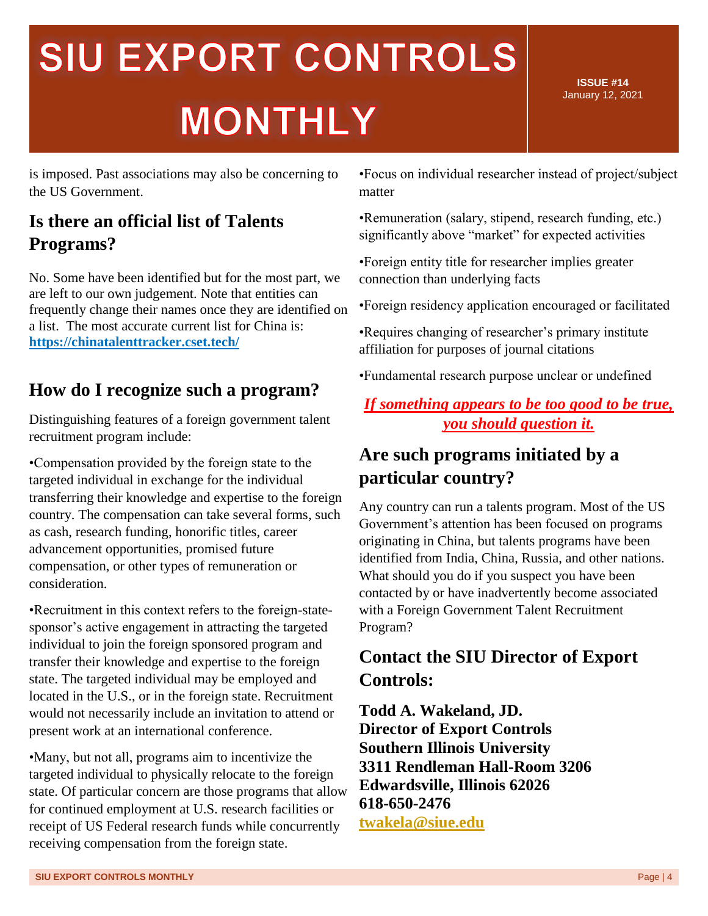is imposed. Past associations may also be concerning to the US Government.

## Is there an official list of Talents Programs?

No. Some have been identified but for the most part, we are left to our own judgement. Note that entities can frequently change their names once they are identified on a list. The most accurate current list for China is: **https://chinatalenttracker.cset.tech/**

## How do I recognize such a program?

Distinguishing features of a foreign government talent recruitment program include:

•Compensation provided by the foreign state to the targeted individual in exchange for the individual transferring their knowledge and expertise to the foreign country. The compensation can take several forms, such as cash, research funding, honorific titles, career advancement opportunities, promised future compensation, or other types of remuneration or consideration.

•Recruitment in this context refers to the foreign-state-sponsor's active engagement in attracting the targeted individual to join the foreign sponsored program and transfer their knowledge and expertise to the foreign state. The targeted individual may be employed and located in the U.S., or in the foreign state. Recruitment would not necessarily include an invitation to attend or present work at an international conference.

•Many, but not all, programs aim to incentivize the targeted individual to physically relocate to the foreign state. Of particular concern are those programs that allow for continued employment at U.S. research facilities or receipt of US Federal research funds while concurrently receiving compensation from the foreign state.

•Focus on individual researcher instead of project/subject matter

•Remuneration (salary, stipend, research funding, etc.) significantly above "market" for expected activities

•Foreign entity title for researcher implies greater connection than underlying facts

•Foreign residency application encouraged or facilitated

•Requires changing of researcher's primary institute affiliation for purposes of journal citations

•Fundamental research purpose unclear or undefined

***If something appears to be too good to be true, you should question it.***

## Are such programs initiated by a particular country?

Any country can run a talents program. Most of the US Government's attention has been focused on programs originating in China, but talents programs have been identified from India, China, Russia, and other nations. What should you do if you suspect you have been contacted by or have inadvertently become associated with a Foreign Government Talent Recruitment Program?

## Contact the SIU Director of Export Controls:

**Todd A. Wakeland, JD.**
**Director of Export Controls**
**Southern Illinois University**
**3311 Rendleman Hall-Room 3206**
**Edwardsville, Illinois 62026**
**618-650-2476**
**twakela@siue.edu**